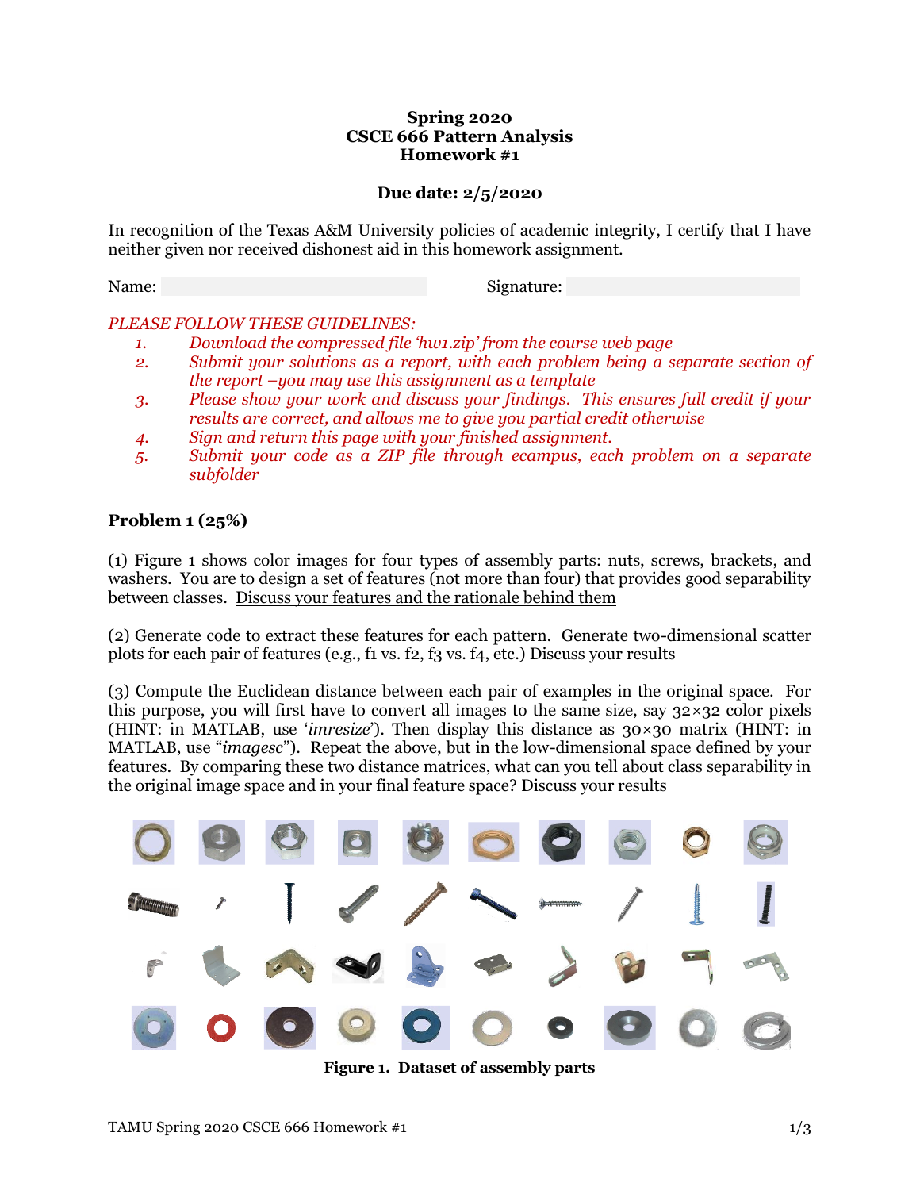**Spring 2020**
**CSCE 666 Pattern Analysis**
**Homework #1**

**Due date: 2/5/2020**

In recognition of the Texas A&M University policies of academic integrity, I certify that I have neither given nor received dishonest aid in this homework assignment.

Name: &nbsp;&nbsp;&nbsp;&nbsp;&nbsp;&nbsp;&nbsp;&nbsp;&nbsp;&nbsp;&nbsp;&nbsp;&nbsp;&nbsp;&nbsp;&nbsp;&nbsp;&nbsp;&nbsp;&nbsp;&nbsp;&nbsp;&nbsp;&nbsp;&nbsp;&nbsp;&nbsp;&nbsp; Signature:

*PLEASE FOLLOW THESE GUIDELINES:*

1. *Download the compressed file 'hw1.zip' from the course web page*
2. *Submit your solutions as a report, with each problem being a separate section of the report –you may use this assignment as a template*
3. *Please show your work and discuss your findings. This ensures full credit if your results are correct, and allows me to give you partial credit otherwise*
4. *Sign and return this page with your finished assignment.*
5. *Submit your code as a ZIP file through ecampus, each problem on a separate subfolder*

## Problem 1 (25%)

(1) Figure 1 shows color images for four types of assembly parts: nuts, screws, brackets, and washers. You are to design a set of features (not more than four) that provides good separability between classes. Discuss your features and the rationale behind them

(2) Generate code to extract these features for each pattern. Generate two-dimensional scatter plots for each pair of features (e.g., f1 vs. f2, f3 vs. f4, etc.) Discuss your results

(3) Compute the Euclidean distance between each pair of examples in the original space. For this purpose, you will first have to convert all images to the same size, say 32×32 color pixels (HINT: in MATLAB, use '*imresize*'). Then display this distance as 30×30 matrix (HINT: in MATLAB, use "*imagesc*"). Repeat the above, but in the low-dimensional space defined by your features. By comparing these two distance matrices, what can you tell about class separability in the original image space and in your final feature space? Discuss your results

**Figure 1. Dataset of assembly parts**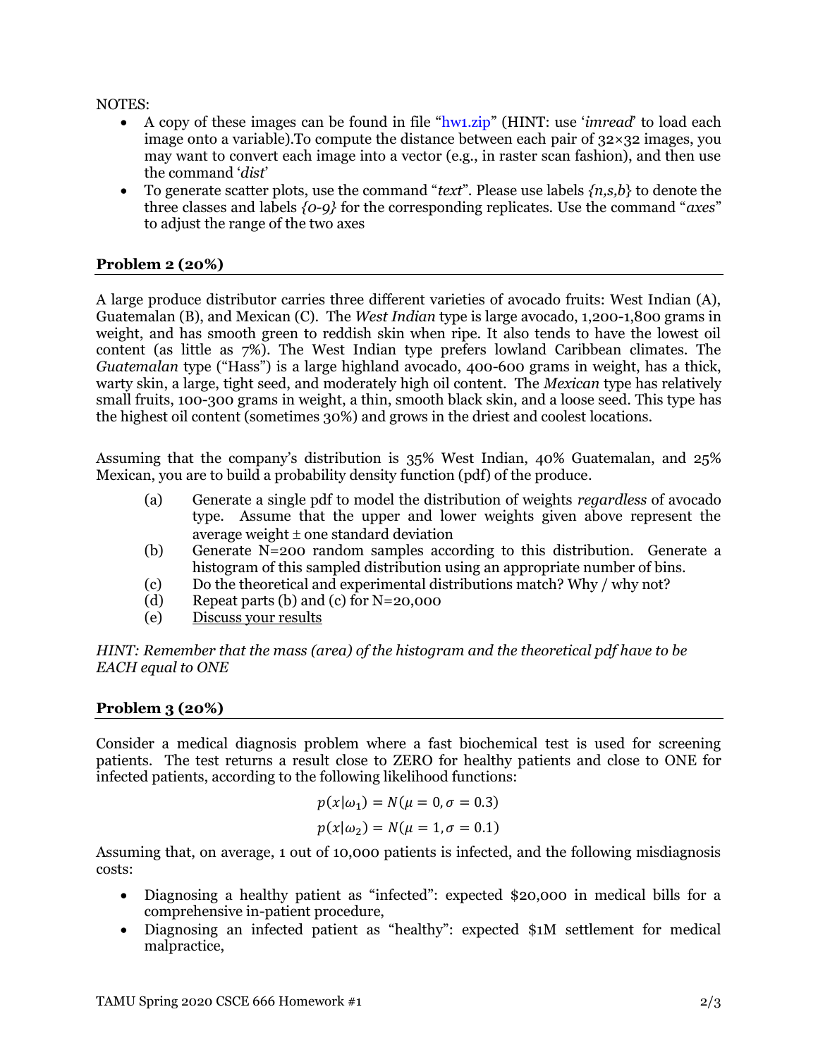NOTES:

- A copy of these images can be found in file "hw1.zip" (HINT: use '*imread*' to load each image onto a variable).To compute the distance between each pair of 32×32 images, you may want to convert each image into a vector (e.g., in raster scan fashion), and then use the command '*dist*'
- To generate scatter plots, use the command "*text*". Please use labels *{n,s,b}* to denote the three classes and labels *{0-9}* for the corresponding replicates. Use the command "*axes*" to adjust the range of the two axes

### Problem 2 (20%)

A large produce distributor carries three different varieties of avocado fruits: West Indian (A), Guatemalan (B), and Mexican (C). The *West Indian* type is large avocado, 1,200-1,800 grams in weight, and has smooth green to reddish skin when ripe. It also tends to have the lowest oil content (as little as 7%). The West Indian type prefers lowland Caribbean climates. The *Guatemalan* type ("Hass") is a large highland avocado, 400-600 grams in weight, has a thick, warty skin, a large, tight seed, and moderately high oil content. The *Mexican* type has relatively small fruits, 100-300 grams in weight, a thin, smooth black skin, and a loose seed. This type has the highest oil content (sometimes 30%) and grows in the driest and coolest locations.

Assuming that the company's distribution is 35% West Indian, 40% Guatemalan, and 25% Mexican, you are to build a probability density function (pdf) of the produce.

(a) Generate a single pdf to model the distribution of weights *regardless* of avocado type. Assume that the upper and lower weights given above represent the average weight ± one standard deviation

(b) Generate N=200 random samples according to this distribution. Generate a histogram of this sampled distribution using an appropriate number of bins.

(c) Do the theoretical and experimental distributions match? Why / why not?

(d) Repeat parts (b) and (c) for N=20,000

(e) Discuss your results

*HINT: Remember that the mass (area) of the histogram and the theoretical pdf have to be EACH equal to ONE*

### Problem 3 (20%)

Consider a medical diagnosis problem where a fast biochemical test is used for screening patients. The test returns a result close to ZERO for healthy patients and close to ONE for infected patients, according to the following likelihood functions:

$$p(x|\omega_1) = N(\mu = 0, \sigma = 0.3)$$

$$p(x|\omega_2) = N(\mu = 1, \sigma = 0.1)$$

Assuming that, on average, 1 out of 10,000 patients is infected, and the following misdiagnosis costs:

- Diagnosing a healthy patient as "infected": expected \$20,000 in medical bills for a comprehensive in-patient procedure,
- Diagnosing an infected patient as "healthy": expected \$1M settlement for medical malpractice,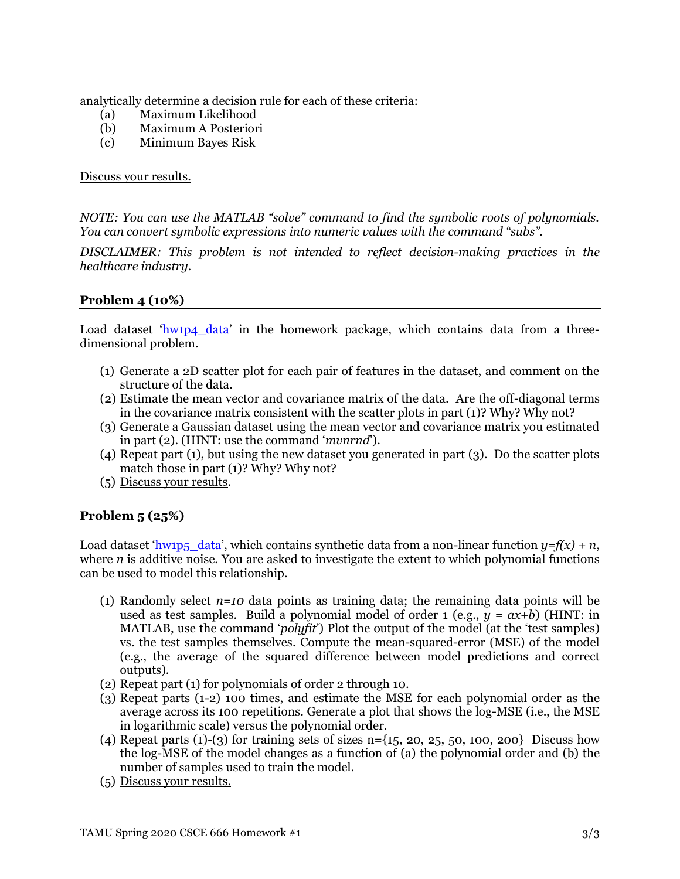analytically determine a decision rule for each of these criteria:

(a) Maximum Likelihood
(b) Maximum A Posteriori
(c) Minimum Bayes Risk

Discuss your results.

*NOTE: You can use the MATLAB "solve" command to find the symbolic roots of polynomials. You can convert symbolic expressions into numeric values with the command "subs".*

*DISCLAIMER: This problem is not intended to reflect decision-making practices in the healthcare industry.*

## Problem 4 (10%)

Load dataset 'hw1p4_data' in the homework package, which contains data from a three-dimensional problem.

(1) Generate a 2D scatter plot for each pair of features in the dataset, and comment on the structure of the data.
(2) Estimate the mean vector and covariance matrix of the data. Are the off-diagonal terms in the covariance matrix consistent with the scatter plots in part (1)? Why? Why not?
(3) Generate a Gaussian dataset using the mean vector and covariance matrix you estimated in part (2). (HINT: use the command '*mvnrnd*').
(4) Repeat part (1), but using the new dataset you generated in part (3). Do the scatter plots match those in part (1)? Why? Why not?
(5) Discuss your results.

## Problem 5 (25%)

Load dataset 'hw1p5_data', which contains synthetic data from a non-linear function $y=f(x) + n$, where $n$ is additive noise. You are asked to investigate the extent to which polynomial functions can be used to model this relationship.

(1) Randomly select $n=10$ data points as training data; the remaining data points will be used as test samples. Build a polynomial model of order 1 (e.g., $y = ax+b$) (HINT: in MATLAB, use the command '*polyfit*') Plot the output of the model (at the 'test samples) vs. the test samples themselves. Compute the mean-squared-error (MSE) of the model (e.g., the average of the squared difference between model predictions and correct outputs).
(2) Repeat part (1) for polynomials of order 2 through 10.
(3) Repeat parts (1-2) 100 times, and estimate the MSE for each polynomial order as the average across its 100 repetitions. Generate a plot that shows the log-MSE (i.e., the MSE in logarithmic scale) versus the polynomial order.
(4) Repeat parts (1)-(3) for training sets of sizes n={15, 20, 25, 50, 100, 200} Discuss how the log-MSE of the model changes as a function of (a) the polynomial order and (b) the number of samples used to train the model.
(5) Discuss your results.